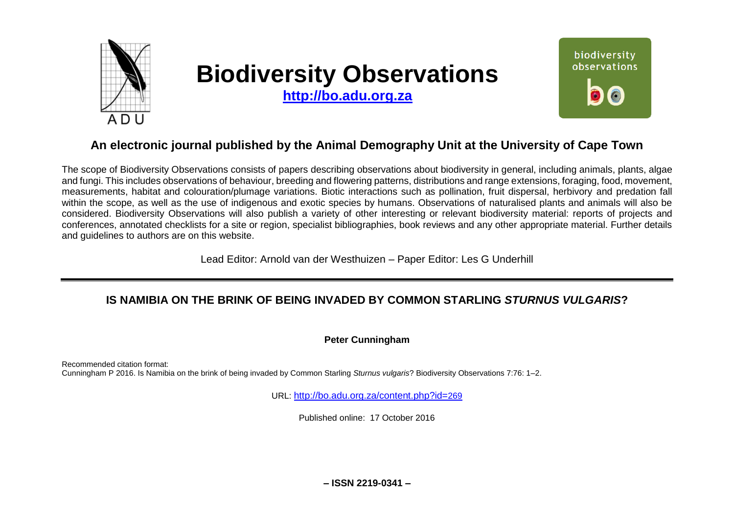# Biodiversity Observations

**http://bo.adu.org.za**

## An electronic journal published by the Animal Demography Unit at the University of Cape Town

The scope of Biodiversity Observations consists of papers describing observations about biodiversity in general, including animals, plants, algae and fungi. This includes observations of behaviour, breeding and flowering patterns, distributions and range extensions, foraging, food, movement, measurements, habitat and colouration/plumage variations. Biotic interactions such as pollination, fruit dispersal, herbivory and predation fall within the scope, as well as the use of indigenous and exotic species by humans. Observations of naturalised plants and animals will also be considered. Biodiversity Observations will also publish a variety of other interesting or relevant biodiversity material: reports of projects and conferences, annotated checklists for a site or region, specialist bibliographies, book reviews and any other appropriate material. Further details and guidelines to authors are on this website.

Lead Editor: Arnold van der Westhuizen – Paper Editor: Les G Underhill

---

# IS NAMIBIA ON THE BRINK OF BEING INVADED BY COMMON STARLING *STURNUS VULGARIS*?

**Peter Cunningham**

Recommended citation format:
Cunningham P 2016. Is Namibia on the brink of being invaded by Common Starling *Sturnus vulgaris*? Biodiversity Observations 7:76: 1–2.

URL: http://bo.adu.org.za/content.php?id=269

Published online: 17 October 2016

**– ISSN 2219-0341 –**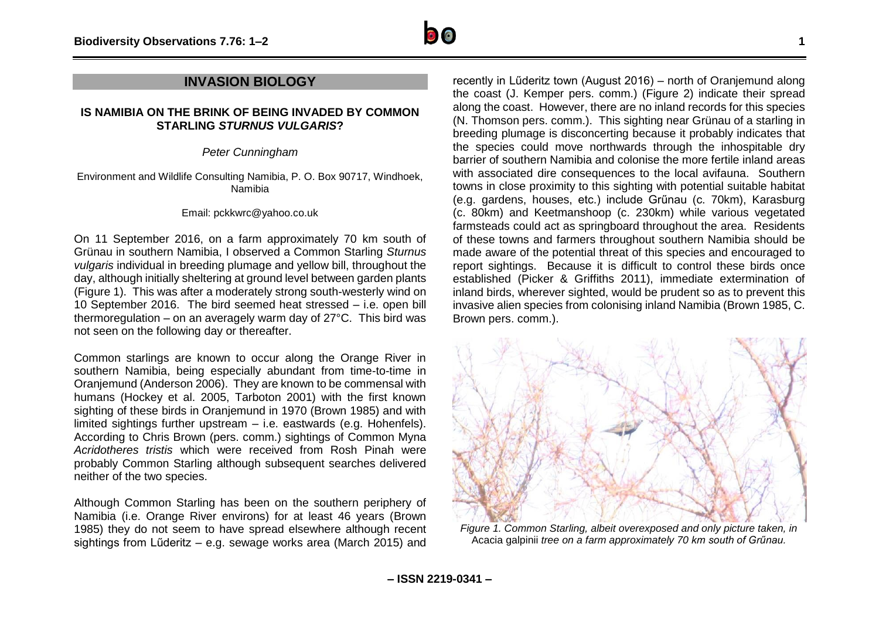## INVASION BIOLOGY

### IS NAMIBIA ON THE BRINK OF BEING INVADED BY COMMON STARLING *STURNUS VULGARIS*?

*Peter Cunningham*

Environment and Wildlife Consulting Namibia, P. O. Box 90717, Windhoek, Namibia

Email: pckkwrc@yahoo.co.uk

On 11 September 2016, on a farm approximately 70 km south of Grünau in southern Namibia, I observed a Common Starling *Sturnus vulgaris* individual in breeding plumage and yellow bill, throughout the day, although initially sheltering at ground level between garden plants (Figure 1). This was after a moderately strong south-westerly wind on 10 September 2016. The bird seemed heat stressed – i.e. open bill thermoregulation – on an averagely warm day of 27°C. This bird was not seen on the following day or thereafter.

Common starlings are known to occur along the Orange River in southern Namibia, being especially abundant from time-to-time in Oranjemund (Anderson 2006). They are known to be commensal with humans (Hockey et al. 2005, Tarboton 2001) with the first known sighting of these birds in Oranjemund in 1970 (Brown 1985) and with limited sightings further upstream – i.e. eastwards (e.g. Hohenfels). According to Chris Brown (pers. comm.) sightings of Common Myna *Acridotheres tristis* which were received from Rosh Pinah were probably Common Starling although subsequent searches delivered neither of the two species.

Although Common Starling has been on the southern periphery of Namibia (i.e. Orange River environs) for at least 46 years (Brown 1985) they do not seem to have spread elsewhere although recent sightings from Lűderitz – e.g. sewage works area (March 2015) and recently in Lűderitz town (August 2016) – north of Oranjemund along the coast (J. Kemper pers. comm.) (Figure 2) indicate their spread along the coast. However, there are no inland records for this species (N. Thomson pers. comm.). This sighting near Grünau of a starling in breeding plumage is disconcerting because it probably indicates that the species could move northwards through the inhospitable dry barrier of southern Namibia and colonise the more fertile inland areas with associated dire consequences to the local avifauna. Southern towns in close proximity to this sighting with potential suitable habitat (e.g. gardens, houses, etc.) include Grűnau (c. 70km), Karasburg (c. 80km) and Keetmanshoop (c. 230km) while various vegetated farmsteads could act as springboard throughout the area. Residents of these towns and farmers throughout southern Namibia should be made aware of the potential threat of this species and encouraged to report sightings. Because it is difficult to control these birds once established (Picker & Griffiths 2011), immediate extermination of inland birds, wherever sighted, would be prudent so as to prevent this invasive alien species from colonising inland Namibia (Brown 1985, C. Brown pers. comm.).

*Figure 1. Common Starling, albeit overexposed and only picture taken, in* Acacia galpinii *tree on a farm approximately 70 km south of Grűnau.*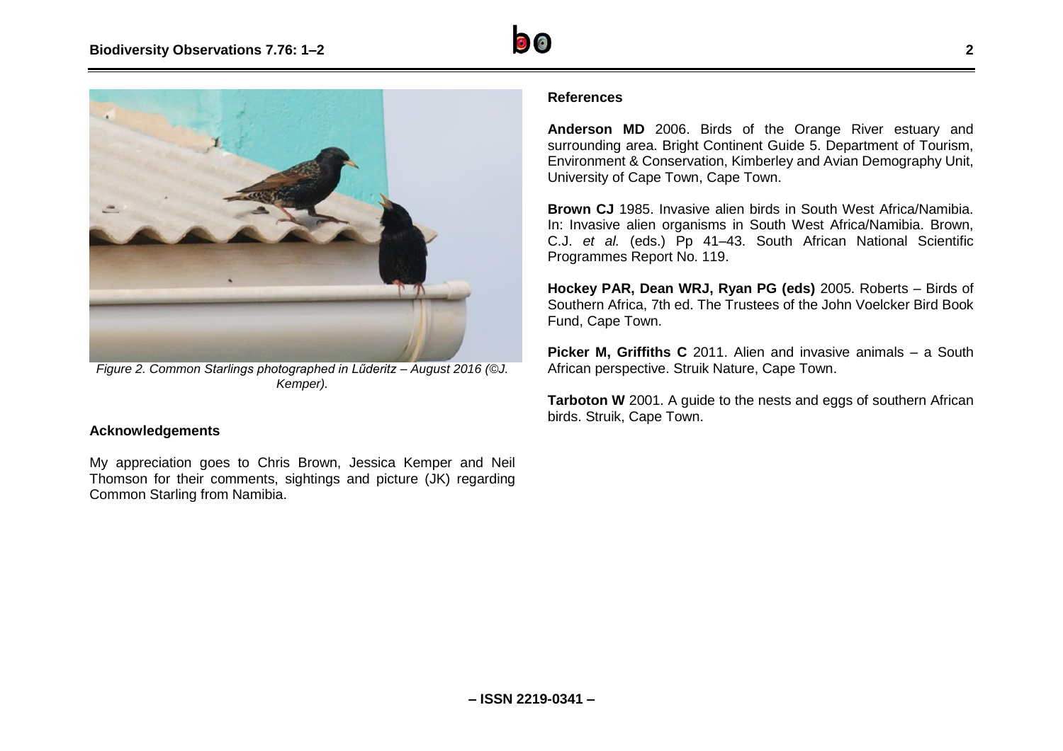Figure 2. Common Starlings photographed in Lűderitz – August 2016 (©J. Kemper).

## Acknowledgements

My appreciation goes to Chris Brown, Jessica Kemper and Neil Thomson for their comments, sightings and picture (JK) regarding Common Starling from Namibia.

## References

**Anderson MD** 2006. Birds of the Orange River estuary and surrounding area. Bright Continent Guide 5. Department of Tourism, Environment & Conservation, Kimberley and Avian Demography Unit, University of Cape Town, Cape Town.

**Brown CJ** 1985. Invasive alien birds in South West Africa/Namibia. In: Invasive alien organisms in South West Africa/Namibia. Brown, C.J. *et al.* (eds.) Pp 41–43. South African National Scientific Programmes Report No. 119.

**Hockey PAR, Dean WRJ, Ryan PG (eds)** 2005. Roberts – Birds of Southern Africa, 7th ed. The Trustees of the John Voelcker Bird Book Fund, Cape Town.

**Picker M, Griffiths C** 2011. Alien and invasive animals – a South African perspective. Struik Nature, Cape Town.

**Tarboton W** 2001. A guide to the nests and eggs of southern African birds. Struik, Cape Town.

– ISSN 2219-0341 –